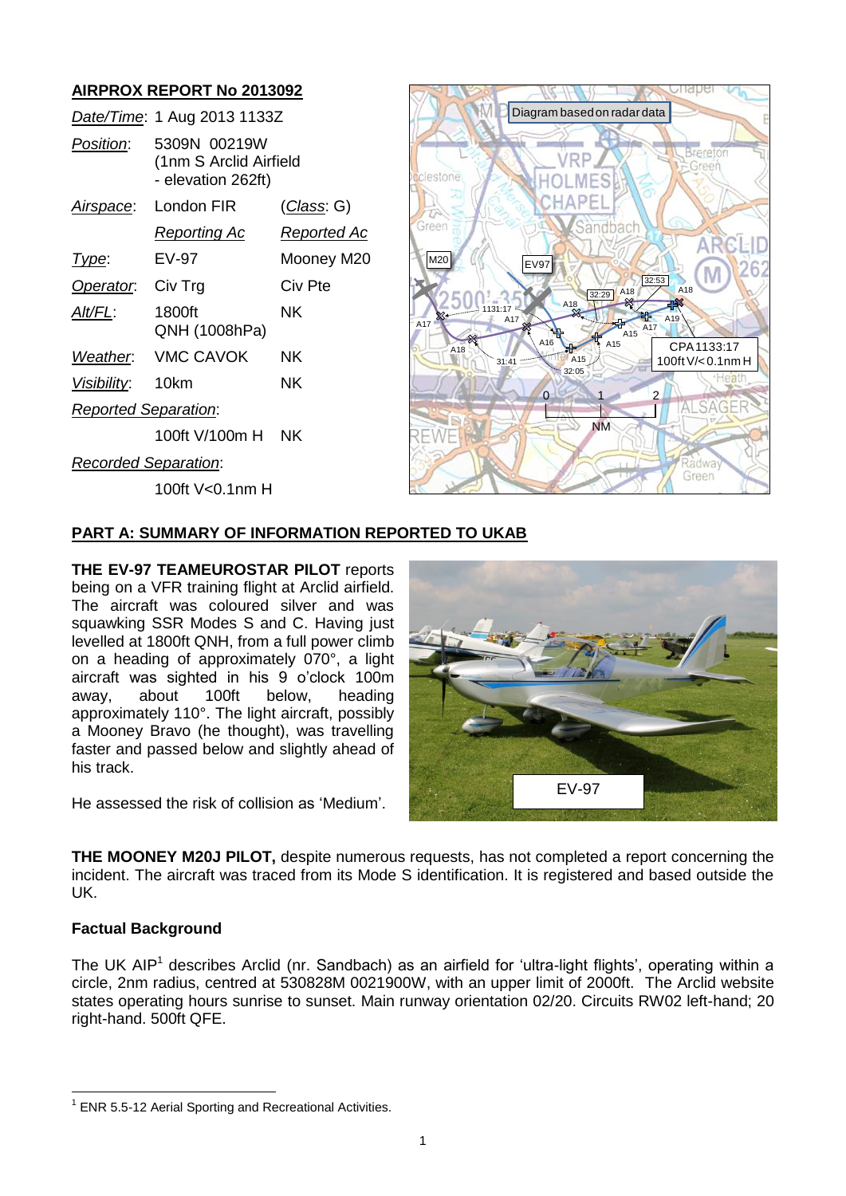## AIRPROX REPORT No 2013092

| | | |
|---|---|---|
| *Date/Time*: | 1 Aug 2013 1133Z | |
| *Position*: | 5309N 00219W (1nm S Arclid Airfield - elevation 262ft) | |
| *Airspace*: | London FIR | (*Class*: G) |
| | *Reporting Ac* | *Reported Ac* |
| *Type*: | EV-97 | Mooney M20 |
| *Operator*: | Civ Trg | Civ Pte |
| *Alt/FL*: | 1800ft QNH (1008hPa) | NK |
| *Weather*: | VMC CAVOK | NK |
| *Visibility*: | 10km | NK |
| *Reported Separation*: | | |
| | 100ft V/100m H | NK |
| *Recorded Separation*: | | |
| | 100ft V<0.1nm H | |

## PART A: SUMMARY OF INFORMATION REPORTED TO UKAB

**THE EV-97 TEAMEUROSTAR PILOT** reports being on a VFR training flight at Arclid airfield. The aircraft was coloured silver and was squawking SSR Modes S and C. Having just levelled at 1800ft QNH, from a full power climb on a heading of approximately 070°, a light aircraft was sighted in his 9 o'clock 100m away, about 100ft below, heading approximately 110°. The light aircraft, possibly a Mooney Bravo (he thought), was travelling faster and passed below and slightly ahead of his track.

He assessed the risk of collision as 'Medium'.

**THE MOONEY M20J PILOT,** despite numerous requests, has not completed a report concerning the incident. The aircraft was traced from its Mode S identification. It is registered and based outside the UK.

### Factual Background

The UK AIP[1] describes Arclid (nr. Sandbach) as an airfield for 'ultra-light flights', operating within a circle, 2nm radius, centred at 530828M 0021900W, with an upper limit of 2000ft. The Arclid website states operating hours sunrise to sunset. Main runway orientation 02/20. Circuits RW02 left-hand; 20 right-hand. 500ft QFE.

---

[1] ENR 5.5-12 Aerial Sporting and Recreational Activities.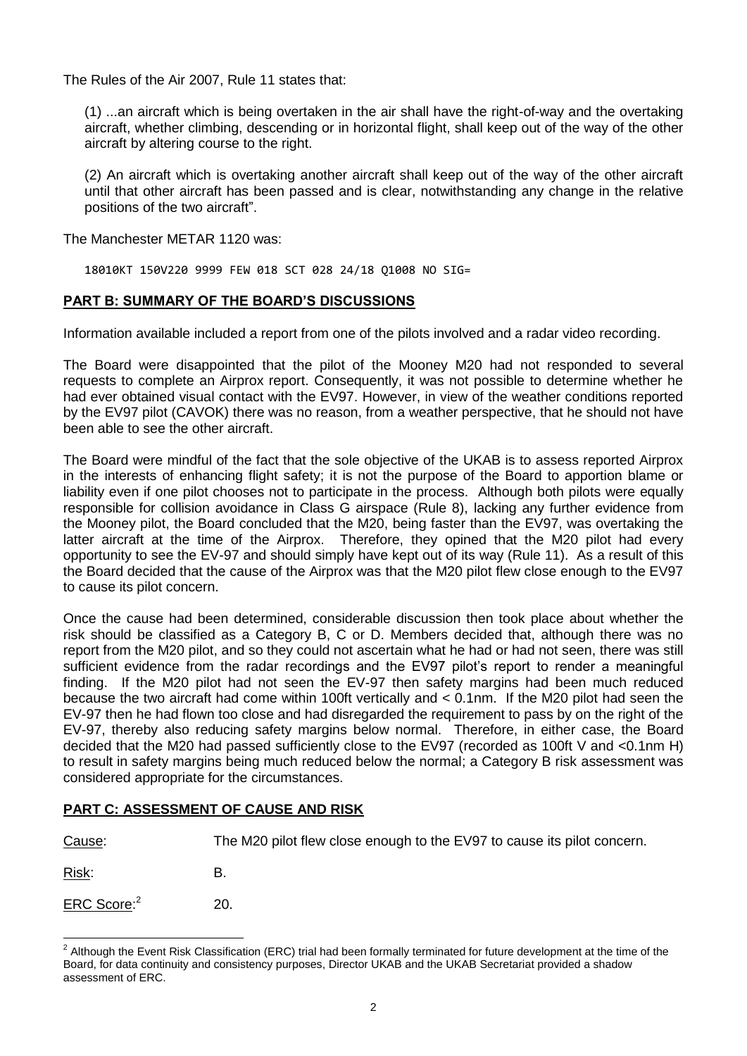The Rules of the Air 2007, Rule 11 states that:

> (1) ...an aircraft which is being overtaken in the air shall have the right-of-way and the overtaking aircraft, whether climbing, descending or in horizontal flight, shall keep out of the way of the other aircraft by altering course to the right.
>
> (2) An aircraft which is overtaking another aircraft shall keep out of the way of the other aircraft until that other aircraft has been passed and is clear, notwithstanding any change in the relative positions of the two aircraft".

The Manchester METAR 1120 was:

```
18010KT 150V220 9999 FEW 018 SCT 028 24/18 Q1008 NO SIG=
```

## PART B: SUMMARY OF THE BOARD'S DISCUSSIONS

Information available included a report from one of the pilots involved and a radar video recording.

The Board were disappointed that the pilot of the Mooney M20 had not responded to several requests to complete an Airprox report. Consequently, it was not possible to determine whether he had ever obtained visual contact with the EV97. However, in view of the weather conditions reported by the EV97 pilot (CAVOK) there was no reason, from a weather perspective, that he should not have been able to see the other aircraft.

The Board were mindful of the fact that the sole objective of the UKAB is to assess reported Airprox in the interests of enhancing flight safety; it is not the purpose of the Board to apportion blame or liability even if one pilot chooses not to participate in the process. Although both pilots were equally responsible for collision avoidance in Class G airspace (Rule 8), lacking any further evidence from the Mooney pilot, the Board concluded that the M20, being faster than the EV97, was overtaking the latter aircraft at the time of the Airprox. Therefore, they opined that the M20 pilot had every opportunity to see the EV-97 and should simply have kept out of its way (Rule 11). As a result of this the Board decided that the cause of the Airprox was that the M20 pilot flew close enough to the EV97 to cause its pilot concern.

Once the cause had been determined, considerable discussion then took place about whether the risk should be classified as a Category B, C or D. Members decided that, although there was no report from the M20 pilot, and so they could not ascertain what he had or had not seen, there was still sufficient evidence from the radar recordings and the EV97 pilot's report to render a meaningful finding. If the M20 pilot had not seen the EV-97 then safety margins had been much reduced because the two aircraft had come within 100ft vertically and < 0.1nm. If the M20 pilot had seen the EV-97 then he had flown too close and had disregarded the requirement to pass by on the right of the EV-97, thereby also reducing safety margins below normal. Therefore, in either case, the Board decided that the M20 had passed sufficiently close to the EV97 (recorded as 100ft V and <0.1nm H) to result in safety margins being much reduced below the normal; a Category B risk assessment was considered appropriate for the circumstances.

## PART C: ASSESSMENT OF CAUSE AND RISK

| | |
|---|---|
| Cause: | The M20 pilot flew close enough to the EV97 to cause its pilot concern. |
| Risk: | B. |
| ERC Score:[2] | 20. |

[2] Although the Event Risk Classification (ERC) trial had been formally terminated for future development at the time of the Board, for data continuity and consistency purposes, Director UKAB and the UKAB Secretariat provided a shadow assessment of ERC.